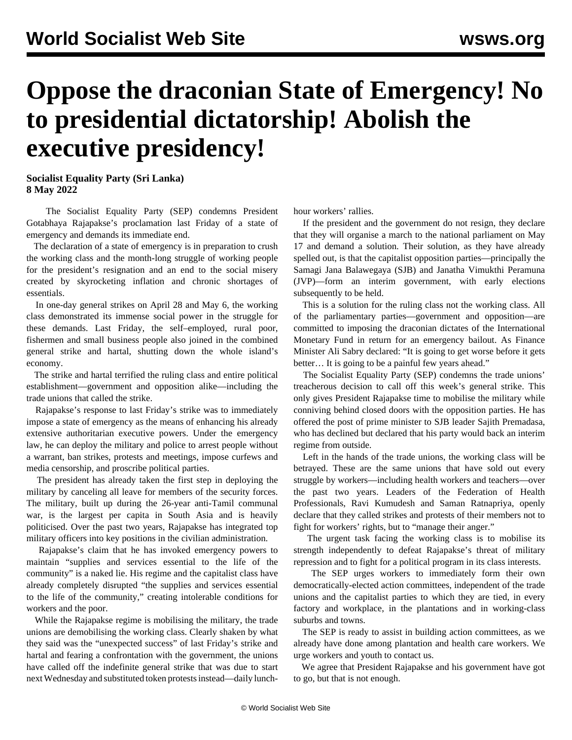# Oppose the draconian State of Emergency! No to presidential dictatorship! Abolish the executive presidency!

**Socialist Equality Party (Sri Lanka)**
**8 May 2022**

The Socialist Equality Party (SEP) condemns President Gotabhaya Rajapakse's proclamation last Friday of a state of emergency and demands its immediate end.

The declaration of a state of emergency is in preparation to crush the working class and the month-long struggle of working people for the president's resignation and an end to the social misery created by skyrocketing inflation and chronic shortages of essentials.

In one-day general strikes on April 28 and May 6, the working class demonstrated its immense social power in the struggle for these demands. Last Friday, the self–employed, rural poor, fishermen and small business people also joined in the combined general strike and hartal, shutting down the whole island's economy.

The strike and hartal terrified the ruling class and entire political establishment—government and opposition alike—including the trade unions that called the strike.

Rajapakse's response to last Friday's strike was to immediately impose a state of emergency as the means of enhancing his already extensive authoritarian executive powers. Under the emergency law, he can deploy the military and police to arrest people without a warrant, ban strikes, protests and meetings, impose curfews and media censorship, and proscribe political parties.

The president has already taken the first step in deploying the military by canceling all leave for members of the security forces. The military, built up during the 26-year anti-Tamil communal war, is the largest per capita in South Asia and is heavily politicised. Over the past two years, Rajapakse has integrated top military officers into key positions in the civilian administration.

Rajapakse's claim that he has invoked emergency powers to maintain "supplies and services essential to the life of the community" is a naked lie. His regime and the capitalist class have already completely disrupted "the supplies and services essential to the life of the community," creating intolerable conditions for workers and the poor.

While the Rajapakse regime is mobilising the military, the trade unions are demobilising the working class. Clearly shaken by what they said was the "unexpected success" of last Friday's strike and hartal and fearing a confrontation with the government, the unions have called off the indefinite general strike that was due to start next Wednesday and substituted token protests instead—daily lunch-hour workers' rallies.

If the president and the government do not resign, they declare that they will organise a march to the national parliament on May 17 and demand a solution. Their solution, as they have already spelled out, is that the capitalist opposition parties—principally the Samagi Jana Balawegaya (SJB) and Janatha Vimukthi Peramuna (JVP)—form an interim government, with early elections subsequently to be held.

This is a solution for the ruling class not the working class. All of the parliamentary parties—government and opposition—are committed to imposing the draconian dictates of the International Monetary Fund in return for an emergency bailout. As Finance Minister Ali Sabry declared: "It is going to get worse before it gets better… It is going to be a painful few years ahead."

The Socialist Equality Party (SEP) condemns the trade unions' treacherous decision to call off this week's general strike. This only gives President Rajapakse time to mobilise the military while conniving behind closed doors with the opposition parties. He has offered the post of prime minister to SJB leader Sajith Premadasa, who has declined but declared that his party would back an interim regime from outside.

Left in the hands of the trade unions, the working class will be betrayed. These are the same unions that have sold out every struggle by workers—including health workers and teachers—over the past two years. Leaders of the Federation of Health Professionals, Ravi Kumudesh and Saman Ratnapriya, openly declare that they called strikes and protests of their members not to fight for workers' rights, but to "manage their anger."

The urgent task facing the working class is to mobilise its strength independently to defeat Rajapakse's threat of military repression and to fight for a political program in its class interests.

The SEP urges workers to immediately form their own democratically-elected action committees, independent of the trade unions and the capitalist parties to which they are tied, in every factory and workplace, in the plantations and in working-class suburbs and towns.

The SEP is ready to assist in building action committees, as we already have done among plantation and health care workers. We urge workers and youth to contact us.

We agree that President Rajapakse and his government have got to go, but that is not enough.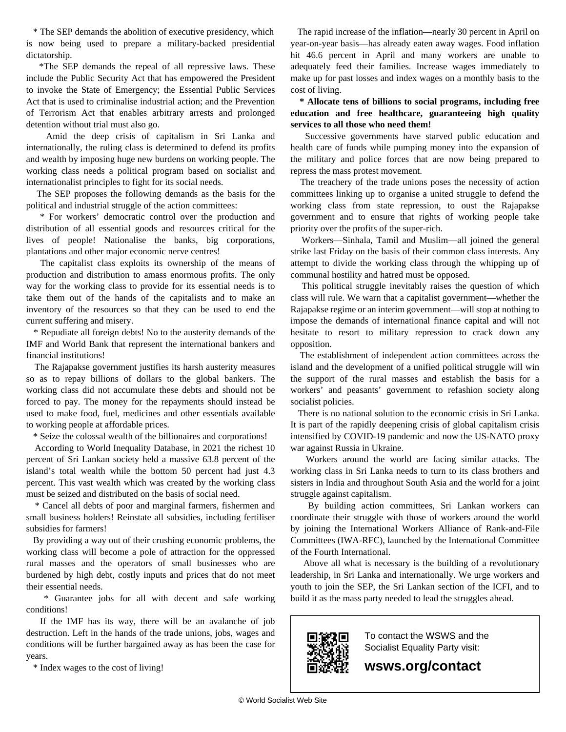* The SEP demands the abolition of executive presidency, which is now being used to prepare a military-backed presidential dictatorship.

*The SEP demands the repeal of all repressive laws. These include the Public Security Act that has empowered the President to invoke the State of Emergency; the Essential Public Services Act that is used to criminalise industrial action; and the Prevention of Terrorism Act that enables arbitrary arrests and prolonged detention without trial must also go.

Amid the deep crisis of capitalism in Sri Lanka and internationally, the ruling class is determined to defend its profits and wealth by imposing huge new burdens on working people. The working class needs a political program based on socialist and internationalist principles to fight for its social needs.

The SEP proposes the following demands as the basis for the political and industrial struggle of the action committees:

* For workers' democratic control over the production and distribution of all essential goods and resources critical for the lives of people! Nationalise the banks, big corporations, plantations and other major economic nerve centres!

The capitalist class exploits its ownership of the means of production and distribution to amass enormous profits. The only way for the working class to provide for its essential needs is to take them out of the hands of the capitalists and to make an inventory of the resources so that they can be used to end the current suffering and misery.

* Repudiate all foreign debts! No to the austerity demands of the IMF and World Bank that represent the international bankers and financial institutions!

The Rajapakse government justifies its harsh austerity measures so as to repay billions of dollars to the global bankers. The working class did not accumulate these debts and should not be forced to pay. The money for the repayments should instead be used to make food, fuel, medicines and other essentials available to working people at affordable prices.

* Seize the colossal wealth of the billionaires and corporations!

According to World Inequality Database, in 2021 the richest 10 percent of Sri Lankan society held a massive 63.8 percent of the island's total wealth while the bottom 50 percent had just 4.3 percent. This vast wealth which was created by the working class must be seized and distributed on the basis of social need.

* Cancel all debts of poor and marginal farmers, fishermen and small business holders! Reinstate all subsidies, including fertiliser subsidies for farmers!

By providing a way out of their crushing economic problems, the working class will become a pole of attraction for the oppressed rural masses and the operators of small businesses who are burdened by high debt, costly inputs and prices that do not meet their essential needs.

* Guarantee jobs for all with decent and safe working conditions!

If the IMF has its way, there will be an avalanche of job destruction. Left in the hands of the trade unions, jobs, wages and conditions will be further bargained away as has been the case for years.

* Index wages to the cost of living!

The rapid increase of the inflation—nearly 30 percent in April on year-on-year basis—has already eaten away wages. Food inflation hit 46.6 percent in April and many workers are unable to adequately feed their families. Increase wages immediately to make up for past losses and index wages on a monthly basis to the cost of living.

**\* Allocate tens of billions to social programs, including free education and free healthcare, guaranteeing high quality services to all those who need them!**

Successive governments have starved public education and health care of funds while pumping money into the expansion of the military and police forces that are now being prepared to repress the mass protest movement.

The treachery of the trade unions poses the necessity of action committees linking up to organise a united struggle to defend the working class from state repression, to oust the Rajapakse government and to ensure that rights of working people take priority over the profits of the super-rich.

Workers—Sinhala, Tamil and Muslim—all joined the general strike last Friday on the basis of their common class interests. Any attempt to divide the working class through the whipping up of communal hostility and hatred must be opposed.

This political struggle inevitably raises the question of which class will rule. We warn that a capitalist government—whether the Rajapakse regime or an interim government—will stop at nothing to impose the demands of international finance capital and will not hesitate to resort to military repression to crack down any opposition.

The establishment of independent action committees across the island and the development of a unified political struggle will win the support of the rural masses and establish the basis for a workers' and peasants' government to refashion society along socialist policies.

There is no national solution to the economic crisis in Sri Lanka. It is part of the rapidly deepening crisis of global capitalism crisis intensified by COVID-19 pandemic and now the US-NATO proxy war against Russia in Ukraine.

Workers around the world are facing similar attacks. The working class in Sri Lanka needs to turn to its class brothers and sisters in India and throughout South Asia and the world for a joint struggle against capitalism.

By building action committees, Sri Lankan workers can coordinate their struggle with those of workers around the world by joining the International Workers Alliance of Rank-and-File Committees (IWA-RFC), launched by the International Committee of the Fourth International.

Above all what is necessary is the building of a revolutionary leadership, in Sri Lanka and internationally. We urge workers and youth to join the SEP, the Sri Lankan section of the ICFI, and to build it as the mass party needed to lead the struggles ahead.

To contact the WSWS and the Socialist Equality Party visit:

**wsws.org/contact**

© World Socialist Web Site